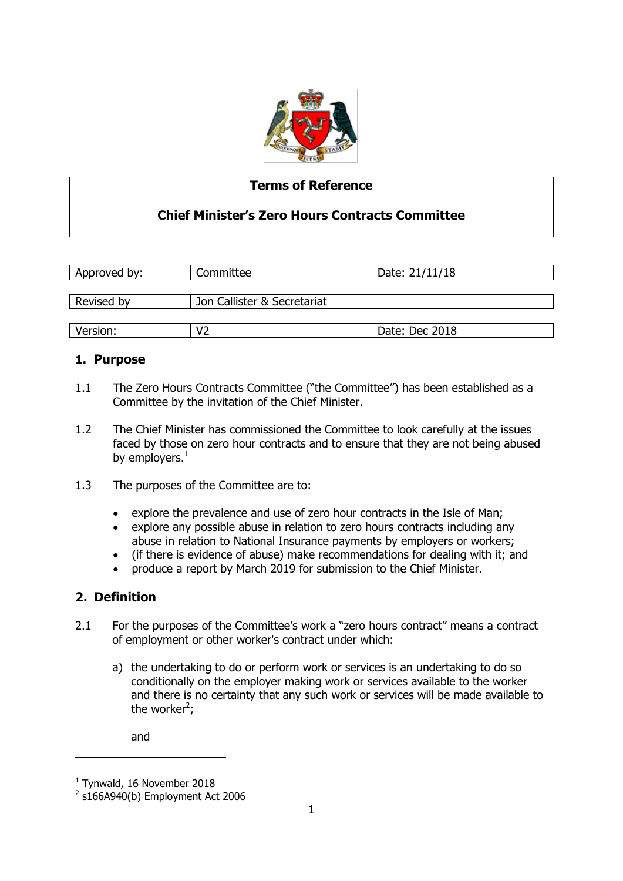## Terms of Reference

## Chief Minister's Zero Hours Contracts Committee

| Approved by: | Committee | Date: 21/11/18 |
|---|---|---|
| Revised by | Jon Callister & Secretariat | |
| Version: | V2 | Date: Dec 2018 |

## 1. Purpose

1.1 The Zero Hours Contracts Committee ("the Committee") has been established as a Committee by the invitation of the Chief Minister.

1.2 The Chief Minister has commissioned the Committee to look carefully at the issues faced by those on zero hour contracts and to ensure that they are not being abused by employers.[1]

1.3 The purposes of the Committee are to:

- explore the prevalence and use of zero hour contracts in the Isle of Man;
- explore any possible abuse in relation to zero hours contracts including any abuse in relation to National Insurance payments by employers or workers;
- (if there is evidence of abuse) make recommendations for dealing with it; and
- produce a report by March 2019 for submission to the Chief Minister.

## 2. Definition

2.1 For the purposes of the Committee's work a "zero hours contract" means a contract of employment or other worker's contract under which:

a) the undertaking to do or perform work or services is an undertaking to do so conditionally on the employer making work or services available to the worker and there is no certainty that any such work or services will be made available to the worker[2];

and

---

[1] Tynwald, 16 November 2018

[2] s166A940(b) Employment Act 2006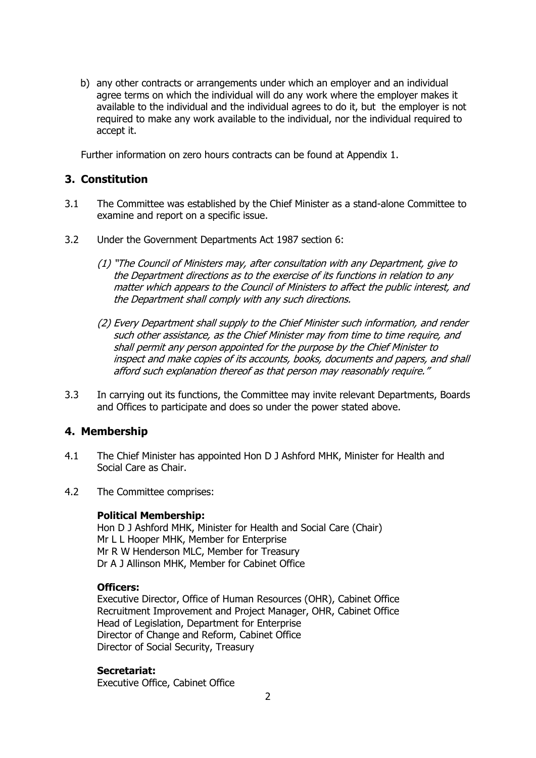b) any other contracts or arrangements under which an employer and an individual agree terms on which the individual will do any work where the employer makes it available to the individual and the individual agrees to do it, but the employer is not required to make any work available to the individual, nor the individual required to accept it.

Further information on zero hours contracts can be found at Appendix 1.

## 3. Constitution

3.1 The Committee was established by the Chief Minister as a stand-alone Committee to examine and report on a specific issue.

3.2 Under the Government Departments Act 1987 section 6:

*(1) "The Council of Ministers may, after consultation with any Department, give to the Department directions as to the exercise of its functions in relation to any matter which appears to the Council of Ministers to affect the public interest, and the Department shall comply with any such directions.*

*(2) Every Department shall supply to the Chief Minister such information, and render such other assistance, as the Chief Minister may from time to time require, and shall permit any person appointed for the purpose by the Chief Minister to inspect and make copies of its accounts, books, documents and papers, and shall afford such explanation thereof as that person may reasonably require."*

3.3 In carrying out its functions, the Committee may invite relevant Departments, Boards and Offices to participate and does so under the power stated above.

## 4. Membership

4.1 The Chief Minister has appointed Hon D J Ashford MHK, Minister for Health and Social Care as Chair.

4.2 The Committee comprises:

**Political Membership:**
Hon D J Ashford MHK, Minister for Health and Social Care (Chair)
Mr L L Hooper MHK, Member for Enterprise
Mr R W Henderson MLC, Member for Treasury
Dr A J Allinson MHK, Member for Cabinet Office

**Officers:**
Executive Director, Office of Human Resources (OHR), Cabinet Office
Recruitment Improvement and Project Manager, OHR, Cabinet Office
Head of Legislation, Department for Enterprise
Director of Change and Reform, Cabinet Office
Director of Social Security, Treasury

**Secretariat:**
Executive Office, Cabinet Office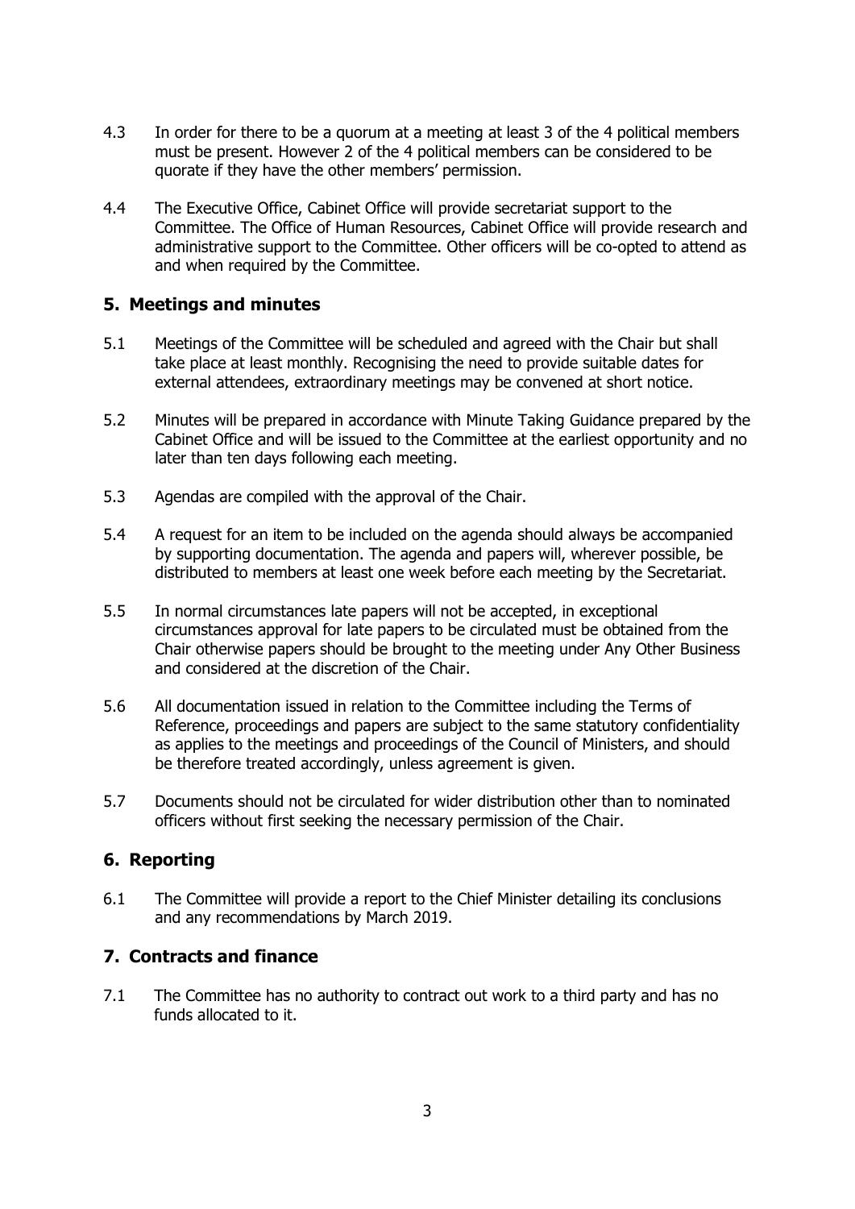4.3 In order for there to be a quorum at a meeting at least 3 of the 4 political members must be present. However 2 of the 4 political members can be considered to be quorate if they have the other members' permission.

4.4 The Executive Office, Cabinet Office will provide secretariat support to the Committee. The Office of Human Resources, Cabinet Office will provide research and administrative support to the Committee. Other officers will be co-opted to attend as and when required by the Committee.

## 5. Meetings and minutes

5.1 Meetings of the Committee will be scheduled and agreed with the Chair but shall take place at least monthly. Recognising the need to provide suitable dates for external attendees, extraordinary meetings may be convened at short notice.

5.2 Minutes will be prepared in accordance with Minute Taking Guidance prepared by the Cabinet Office and will be issued to the Committee at the earliest opportunity and no later than ten days following each meeting.

5.3 Agendas are compiled with the approval of the Chair.

5.4 A request for an item to be included on the agenda should always be accompanied by supporting documentation. The agenda and papers will, wherever possible, be distributed to members at least one week before each meeting by the Secretariat.

5.5 In normal circumstances late papers will not be accepted, in exceptional circumstances approval for late papers to be circulated must be obtained from the Chair otherwise papers should be brought to the meeting under Any Other Business and considered at the discretion of the Chair.

5.6 All documentation issued in relation to the Committee including the Terms of Reference, proceedings and papers are subject to the same statutory confidentiality as applies to the meetings and proceedings of the Council of Ministers, and should be therefore treated accordingly, unless agreement is given.

5.7 Documents should not be circulated for wider distribution other than to nominated officers without first seeking the necessary permission of the Chair.

## 6. Reporting

6.1 The Committee will provide a report to the Chief Minister detailing its conclusions and any recommendations by March 2019.

## 7. Contracts and finance

7.1 The Committee has no authority to contract out work to a third party and has no funds allocated to it.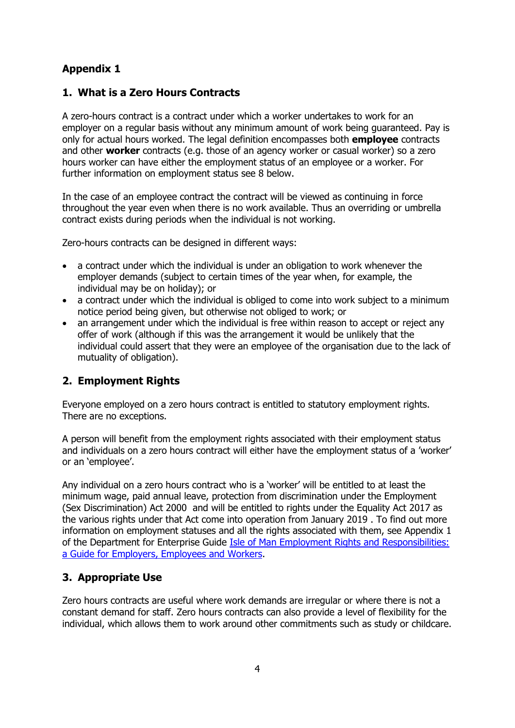## Appendix 1

### 1. What is a Zero Hours Contracts

A zero-hours contract is a contract under which a worker undertakes to work for an employer on a regular basis without any minimum amount of work being guaranteed. Pay is only for actual hours worked. The legal definition encompasses both **employee** contracts and other **worker** contracts (e.g. those of an agency worker or casual worker) so a zero hours worker can have either the employment status of an employee or a worker. For further information on employment status see 8 below.

In the case of an employee contract the contract will be viewed as continuing in force throughout the year even when there is no work available. Thus an overriding or umbrella contract exists during periods when the individual is not working.

Zero-hours contracts can be designed in different ways:

- a contract under which the individual is under an obligation to work whenever the employer demands (subject to certain times of the year when, for example, the individual may be on holiday); or
- a contract under which the individual is obliged to come into work subject to a minimum notice period being given, but otherwise not obliged to work; or
- an arrangement under which the individual is free within reason to accept or reject any offer of work (although if this was the arrangement it would be unlikely that the individual could assert that they were an employee of the organisation due to the lack of mutuality of obligation).

### 2. Employment Rights

Everyone employed on a zero hours contract is entitled to statutory employment rights. There are no exceptions.

A person will benefit from the employment rights associated with their employment status and individuals on a zero hours contract will either have the employment status of a 'worker' or an 'employee'.

Any individual on a zero hours contract who is a 'worker' will be entitled to at least the minimum wage, paid annual leave, protection from discrimination under the Employment (Sex Discrimination) Act 2000 and will be entitled to rights under the Equality Act 2017 as the various rights under that Act come into operation from January 2019 . To find out more information on employment statuses and all the rights associated with them, see Appendix 1 of the Department for Enterprise Guide [Isle of Man Employment Rights and Responsibilities: a Guide for Employers, Employees and Workers].

### 3. Appropriate Use

Zero hours contracts are useful where work demands are irregular or where there is not a constant demand for staff. Zero hours contracts can also provide a level of flexibility for the individual, which allows them to work around other commitments such as study or childcare.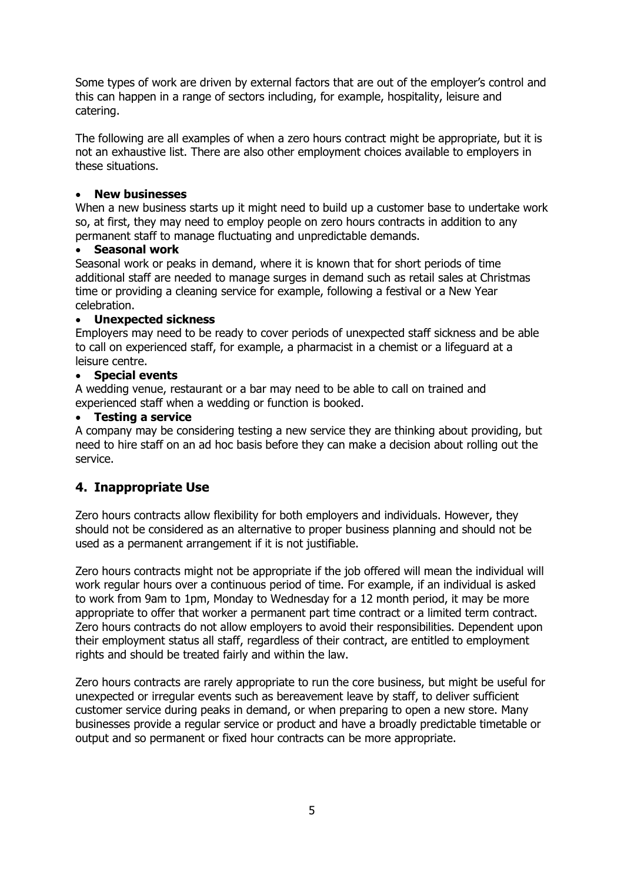Some types of work are driven by external factors that are out of the employer's control and this can happen in a range of sectors including, for example, hospitality, leisure and catering.

The following are all examples of when a zero hours contract might be appropriate, but it is not an exhaustive list. There are also other employment choices available to employers in these situations.

- **New businesses**
When a new business starts up it might need to build up a customer base to undertake work so, at first, they may need to employ people on zero hours contracts in addition to any permanent staff to manage fluctuating and unpredictable demands.
- **Seasonal work**
Seasonal work or peaks in demand, where it is known that for short periods of time additional staff are needed to manage surges in demand such as retail sales at Christmas time or providing a cleaning service for example, following a festival or a New Year celebration.
- **Unexpected sickness**
Employers may need to be ready to cover periods of unexpected staff sickness and be able to call on experienced staff, for example, a pharmacist in a chemist or a lifeguard at a leisure centre.
- **Special events**
A wedding venue, restaurant or a bar may need to be able to call on trained and experienced staff when a wedding or function is booked.
- **Testing a service**
A company may be considering testing a new service they are thinking about providing, but need to hire staff on an ad hoc basis before they can make a decision about rolling out the service.

## 4. Inappropriate Use

Zero hours contracts allow flexibility for both employers and individuals. However, they should not be considered as an alternative to proper business planning and should not be used as a permanent arrangement if it is not justifiable.

Zero hours contracts might not be appropriate if the job offered will mean the individual will work regular hours over a continuous period of time. For example, if an individual is asked to work from 9am to 1pm, Monday to Wednesday for a 12 month period, it may be more appropriate to offer that worker a permanent part time contract or a limited term contract. Zero hours contracts do not allow employers to avoid their responsibilities. Dependent upon their employment status all staff, regardless of their contract, are entitled to employment rights and should be treated fairly and within the law.

Zero hours contracts are rarely appropriate to run the core business, but might be useful for unexpected or irregular events such as bereavement leave by staff, to deliver sufficient customer service during peaks in demand, or when preparing to open a new store. Many businesses provide a regular service or product and have a broadly predictable timetable or output and so permanent or fixed hour contracts can be more appropriate.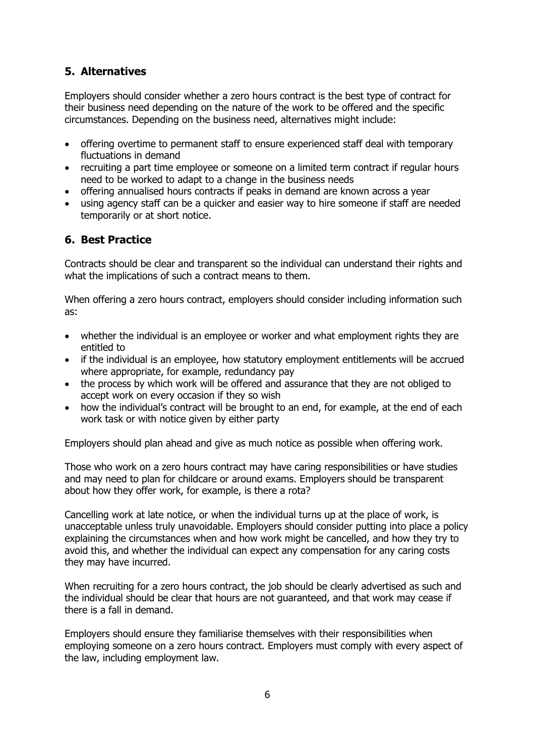## 5. Alternatives

Employers should consider whether a zero hours contract is the best type of contract for their business need depending on the nature of the work to be offered and the specific circumstances. Depending on the business need, alternatives might include:

- offering overtime to permanent staff to ensure experienced staff deal with temporary fluctuations in demand
- recruiting a part time employee or someone on a limited term contract if regular hours need to be worked to adapt to a change in the business needs
- offering annualised hours contracts if peaks in demand are known across a year
- using agency staff can be a quicker and easier way to hire someone if staff are needed temporarily or at short notice.

## 6. Best Practice

Contracts should be clear and transparent so the individual can understand their rights and what the implications of such a contract means to them.

When offering a zero hours contract, employers should consider including information such as:

- whether the individual is an employee or worker and what employment rights they are entitled to
- if the individual is an employee, how statutory employment entitlements will be accrued where appropriate, for example, redundancy pay
- the process by which work will be offered and assurance that they are not obliged to accept work on every occasion if they so wish
- how the individual's contract will be brought to an end, for example, at the end of each work task or with notice given by either party

Employers should plan ahead and give as much notice as possible when offering work.

Those who work on a zero hours contract may have caring responsibilities or have studies and may need to plan for childcare or around exams. Employers should be transparent about how they offer work, for example, is there a rota?

Cancelling work at late notice, or when the individual turns up at the place of work, is unacceptable unless truly unavoidable. Employers should consider putting into place a policy explaining the circumstances when and how work might be cancelled, and how they try to avoid this, and whether the individual can expect any compensation for any caring costs they may have incurred.

When recruiting for a zero hours contract, the job should be clearly advertised as such and the individual should be clear that hours are not guaranteed, and that work may cease if there is a fall in demand.

Employers should ensure they familiarise themselves with their responsibilities when employing someone on a zero hours contract. Employers must comply with every aspect of the law, including employment law.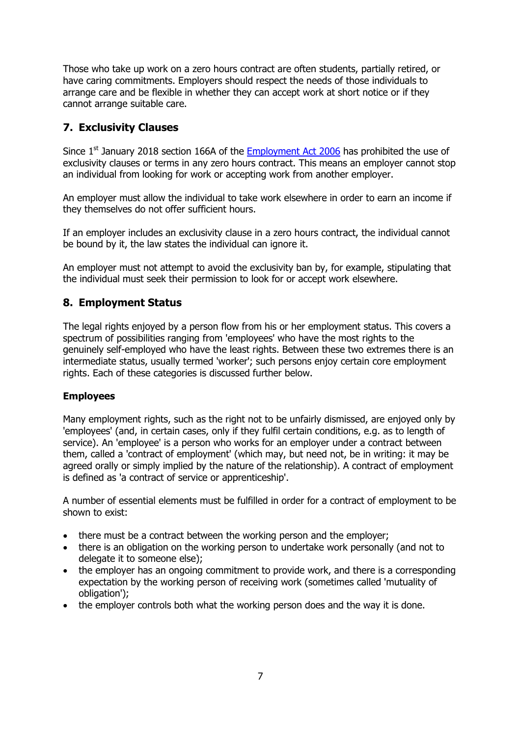Those who take up work on a zero hours contract are often students, partially retired, or have caring commitments. Employers should respect the needs of those individuals to arrange care and be flexible in whether they can accept work at short notice or if they cannot arrange suitable care.

## 7. Exclusivity Clauses

Since 1st January 2018 section 166A of the Employment Act 2006 has prohibited the use of exclusivity clauses or terms in any zero hours contract. This means an employer cannot stop an individual from looking for work or accepting work from another employer.

An employer must allow the individual to take work elsewhere in order to earn an income if they themselves do not offer sufficient hours.

If an employer includes an exclusivity clause in a zero hours contract, the individual cannot be bound by it, the law states the individual can ignore it.

An employer must not attempt to avoid the exclusivity ban by, for example, stipulating that the individual must seek their permission to look for or accept work elsewhere.

## 8. Employment Status

The legal rights enjoyed by a person flow from his or her employment status. This covers a spectrum of possibilities ranging from 'employees' who have the most rights to the genuinely self-employed who have the least rights. Between these two extremes there is an intermediate status, usually termed 'worker'; such persons enjoy certain core employment rights. Each of these categories is discussed further below.

### Employees

Many employment rights, such as the right not to be unfairly dismissed, are enjoyed only by 'employees' (and, in certain cases, only if they fulfil certain conditions, e.g. as to length of service). An 'employee' is a person who works for an employer under a contract between them, called a 'contract of employment' (which may, but need not, be in writing: it may be agreed orally or simply implied by the nature of the relationship). A contract of employment is defined as 'a contract of service or apprenticeship'.

A number of essential elements must be fulfilled in order for a contract of employment to be shown to exist:

- there must be a contract between the working person and the employer;
- there is an obligation on the working person to undertake work personally (and not to delegate it to someone else);
- the employer has an ongoing commitment to provide work, and there is a corresponding expectation by the working person of receiving work (sometimes called 'mutuality of obligation');
- the employer controls both what the working person does and the way it is done.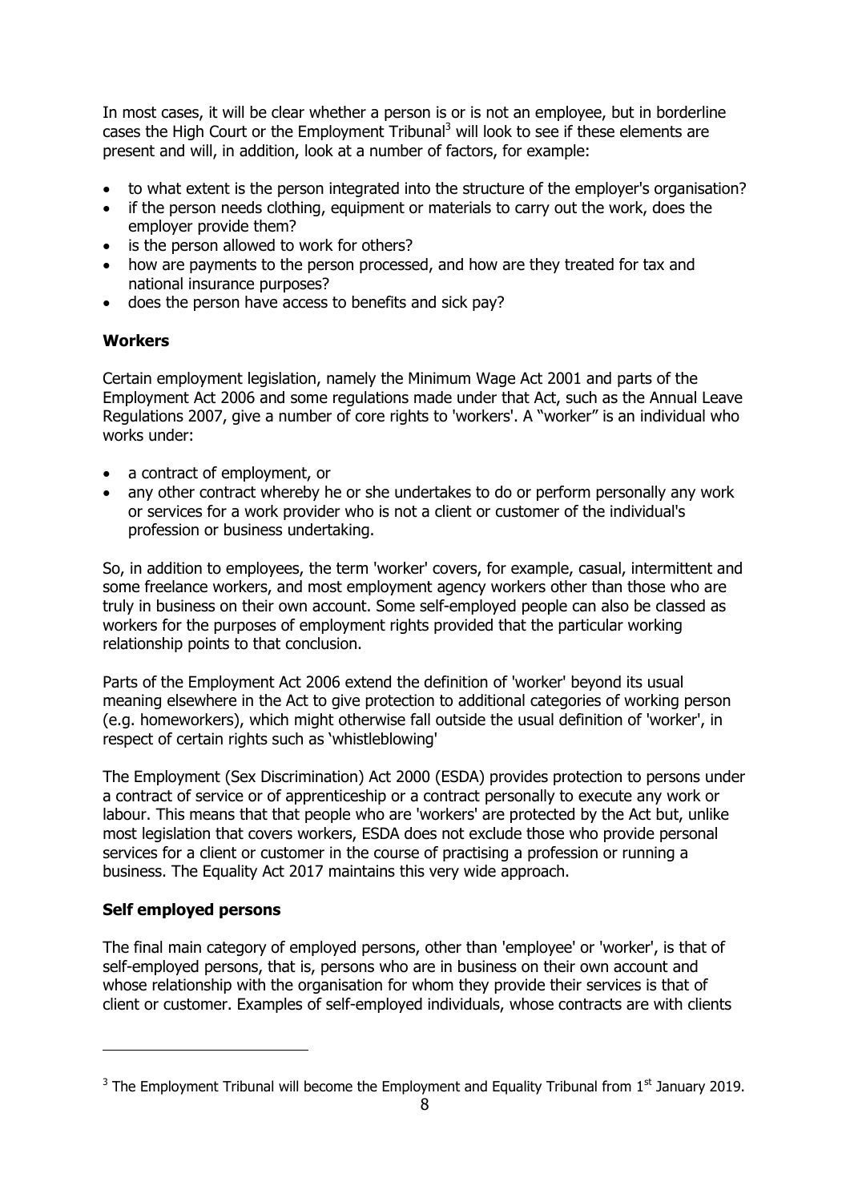In most cases, it will be clear whether a person is or is not an employee, but in borderline cases the High Court or the Employment Tribunal[3] will look to see if these elements are present and will, in addition, look at a number of factors, for example:

- to what extent is the person integrated into the structure of the employer's organisation?
- if the person needs clothing, equipment or materials to carry out the work, does the employer provide them?
- is the person allowed to work for others?
- how are payments to the person processed, and how are they treated for tax and national insurance purposes?
- does the person have access to benefits and sick pay?

**Workers**

Certain employment legislation, namely the Minimum Wage Act 2001 and parts of the Employment Act 2006 and some regulations made under that Act, such as the Annual Leave Regulations 2007, give a number of core rights to 'workers'. A "worker" is an individual who works under:

- a contract of employment, or
- any other contract whereby he or she undertakes to do or perform personally any work or services for a work provider who is not a client or customer of the individual's profession or business undertaking.

So, in addition to employees, the term 'worker' covers, for example, casual, intermittent and some freelance workers, and most employment agency workers other than those who are truly in business on their own account. Some self-employed people can also be classed as workers for the purposes of employment rights provided that the particular working relationship points to that conclusion.

Parts of the Employment Act 2006 extend the definition of 'worker' beyond its usual meaning elsewhere in the Act to give protection to additional categories of working person (e.g. homeworkers), which might otherwise fall outside the usual definition of 'worker', in respect of certain rights such as 'whistleblowing'

The Employment (Sex Discrimination) Act 2000 (ESDA) provides protection to persons under a contract of service or of apprenticeship or a contract personally to execute any work or labour. This means that that people who are 'workers' are protected by the Act but, unlike most legislation that covers workers, ESDA does not exclude those who provide personal services for a client or customer in the course of practising a profession or running a business. The Equality Act 2017 maintains this very wide approach.

**Self employed persons**

The final main category of employed persons, other than 'employee' or 'worker', is that of self-employed persons, that is, persons who are in business on their own account and whose relationship with the organisation for whom they provide their services is that of client or customer. Examples of self-employed individuals, whose contracts are with clients

---

[3] The Employment Tribunal will become the Employment and Equality Tribunal from 1st January 2019.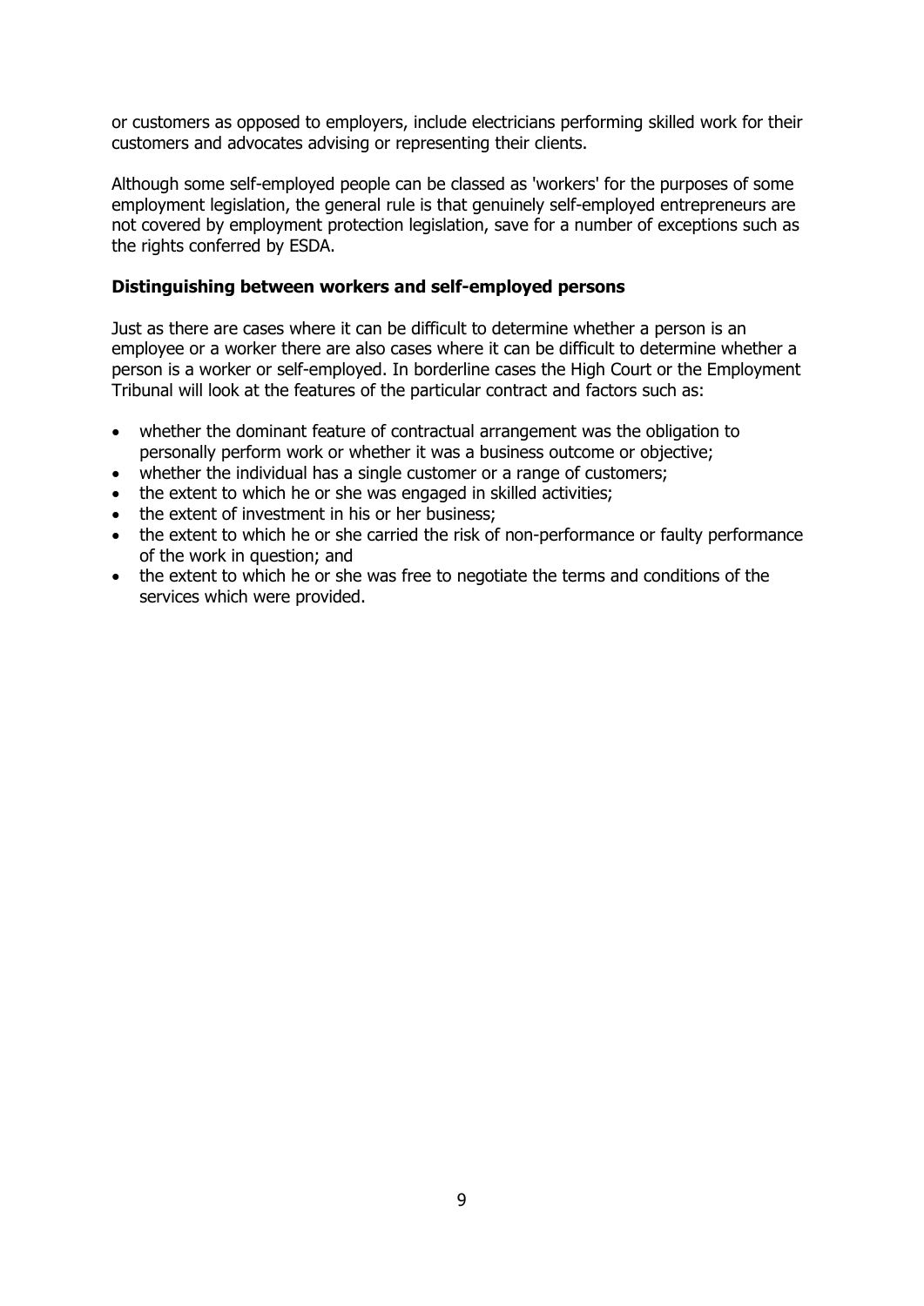or customers as opposed to employers, include electricians performing skilled work for their customers and advocates advising or representing their clients.

Although some self-employed people can be classed as 'workers' for the purposes of some employment legislation, the general rule is that genuinely self-employed entrepreneurs are not covered by employment protection legislation, save for a number of exceptions such as the rights conferred by ESDA.

**Distinguishing between workers and self-employed persons**

Just as there are cases where it can be difficult to determine whether a person is an employee or a worker there are also cases where it can be difficult to determine whether a person is a worker or self-employed. In borderline cases the High Court or the Employment Tribunal will look at the features of the particular contract and factors such as:

- whether the dominant feature of contractual arrangement was the obligation to personally perform work or whether it was a business outcome or objective;
- whether the individual has a single customer or a range of customers;
- the extent to which he or she was engaged in skilled activities;
- the extent of investment in his or her business;
- the extent to which he or she carried the risk of non-performance or faulty performance of the work in question; and
- the extent to which he or she was free to negotiate the terms and conditions of the services which were provided.